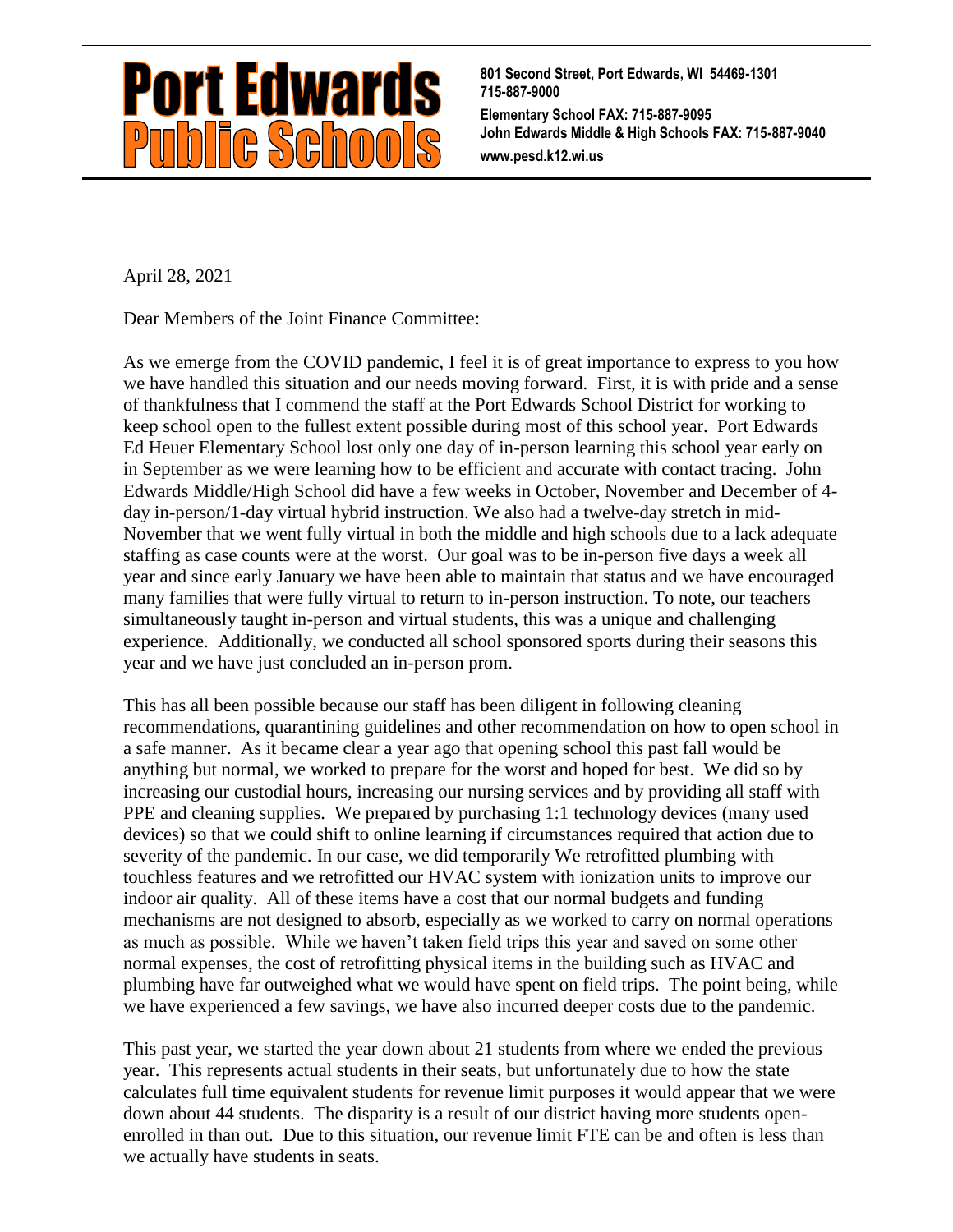# Port Edwards Public Schools

**801 Second Street, Port Edwards, WI 54469-1301**
**715-887-9000**
**Elementary School FAX: 715-887-9095**
**John Edwards Middle & High Schools FAX: 715-887-9040**
**www.pesd.k12.wi.us**

April 28, 2021

Dear Members of the Joint Finance Committee:

As we emerge from the COVID pandemic, I feel it is of great importance to express to you how we have handled this situation and our needs moving forward. First, it is with pride and a sense of thankfulness that I commend the staff at the Port Edwards School District for working to keep school open to the fullest extent possible during most of this school year. Port Edwards Ed Heuer Elementary School lost only one day of in-person learning this school year early on in September as we were learning how to be efficient and accurate with contact tracing. John Edwards Middle/High School did have a few weeks in October, November and December of 4-day in-person/1-day virtual hybrid instruction. We also had a twelve-day stretch in mid-November that we went fully virtual in both the middle and high schools due to a lack adequate staffing as case counts were at the worst. Our goal was to be in-person five days a week all year and since early January we have been able to maintain that status and we have encouraged many families that were fully virtual to return to in-person instruction. To note, our teachers simultaneously taught in-person and virtual students, this was a unique and challenging experience. Additionally, we conducted all school sponsored sports during their seasons this year and we have just concluded an in-person prom.

This has all been possible because our staff has been diligent in following cleaning recommendations, quarantining guidelines and other recommendation on how to open school in a safe manner. As it became clear a year ago that opening school this past fall would be anything but normal, we worked to prepare for the worst and hoped for best. We did so by increasing our custodial hours, increasing our nursing services and by providing all staff with PPE and cleaning supplies. We prepared by purchasing 1:1 technology devices (many used devices) so that we could shift to online learning if circumstances required that action due to severity of the pandemic. In our case, we did temporarily We retrofitted plumbing with touchless features and we retrofitted our HVAC system with ionization units to improve our indoor air quality. All of these items have a cost that our normal budgets and funding mechanisms are not designed to absorb, especially as we worked to carry on normal operations as much as possible. While we haven't taken field trips this year and saved on some other normal expenses, the cost of retrofitting physical items in the building such as HVAC and plumbing have far outweighed what we would have spent on field trips. The point being, while we have experienced a few savings, we have also incurred deeper costs due to the pandemic.

This past year, we started the year down about 21 students from where we ended the previous year. This represents actual students in their seats, but unfortunately due to how the state calculates full time equivalent students for revenue limit purposes it would appear that we were down about 44 students. The disparity is a result of our district having more students open-enrolled in than out. Due to this situation, our revenue limit FTE can be and often is less than we actually have students in seats.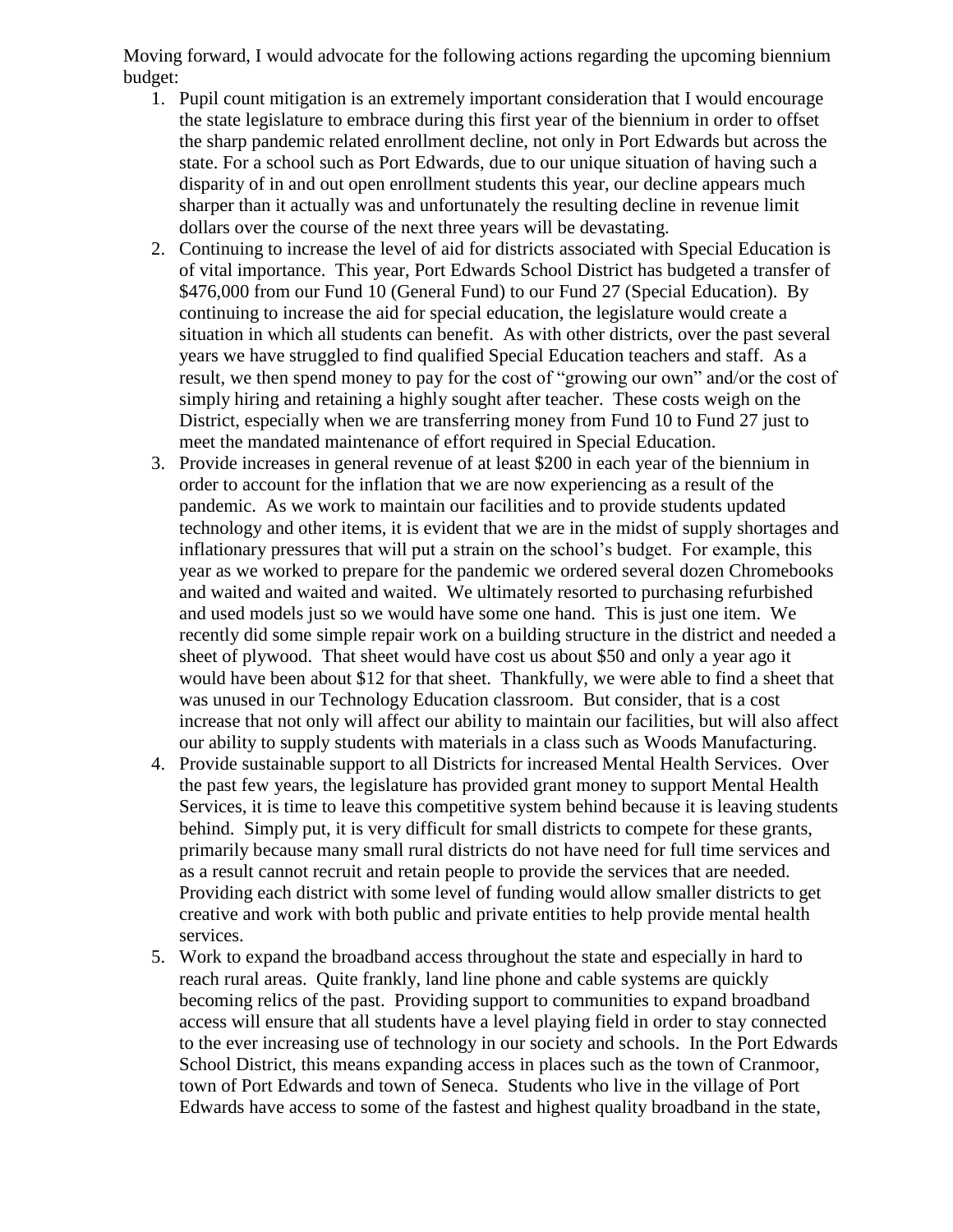Moving forward, I would advocate for the following actions regarding the upcoming biennium budget:

1. Pupil count mitigation is an extremely important consideration that I would encourage the state legislature to embrace during this first year of the biennium in order to offset the sharp pandemic related enrollment decline, not only in Port Edwards but across the state. For a school such as Port Edwards, due to our unique situation of having such a disparity of in and out open enrollment students this year, our decline appears much sharper than it actually was and unfortunately the resulting decline in revenue limit dollars over the course of the next three years will be devastating.
2. Continuing to increase the level of aid for districts associated with Special Education is of vital importance. This year, Port Edwards School District has budgeted a transfer of $476,000 from our Fund 10 (General Fund) to our Fund 27 (Special Education). By continuing to increase the aid for special education, the legislature would create a situation in which all students can benefit. As with other districts, over the past several years we have struggled to find qualified Special Education teachers and staff. As a result, we then spend money to pay for the cost of "growing our own" and/or the cost of simply hiring and retaining a highly sought after teacher. These costs weigh on the District, especially when we are transferring money from Fund 10 to Fund 27 just to meet the mandated maintenance of effort required in Special Education.
3. Provide increases in general revenue of at least $200 in each year of the biennium in order to account for the inflation that we are now experiencing as a result of the pandemic. As we work to maintain our facilities and to provide students updated technology and other items, it is evident that we are in the midst of supply shortages and inflationary pressures that will put a strain on the school's budget. For example, this year as we worked to prepare for the pandemic we ordered several dozen Chromebooks and waited and waited and waited. We ultimately resorted to purchasing refurbished and used models just so we would have some one hand. This is just one item. We recently did some simple repair work on a building structure in the district and needed a sheet of plywood. That sheet would have cost us about $50 and only a year ago it would have been about $12 for that sheet. Thankfully, we were able to find a sheet that was unused in our Technology Education classroom. But consider, that is a cost increase that not only will affect our ability to maintain our facilities, but will also affect our ability to supply students with materials in a class such as Woods Manufacturing.
4. Provide sustainable support to all Districts for increased Mental Health Services. Over the past few years, the legislature has provided grant money to support Mental Health Services, it is time to leave this competitive system behind because it is leaving students behind. Simply put, it is very difficult for small districts to compete for these grants, primarily because many small rural districts do not have need for full time services and as a result cannot recruit and retain people to provide the services that are needed. Providing each district with some level of funding would allow smaller districts to get creative and work with both public and private entities to help provide mental health services.
5. Work to expand the broadband access throughout the state and especially in hard to reach rural areas. Quite frankly, land line phone and cable systems are quickly becoming relics of the past. Providing support to communities to expand broadband access will ensure that all students have a level playing field in order to stay connected to the ever increasing use of technology in our society and schools. In the Port Edwards School District, this means expanding access in places such as the town of Cranmoor, town of Port Edwards and town of Seneca. Students who live in the village of Port Edwards have access to some of the fastest and highest quality broadband in the state,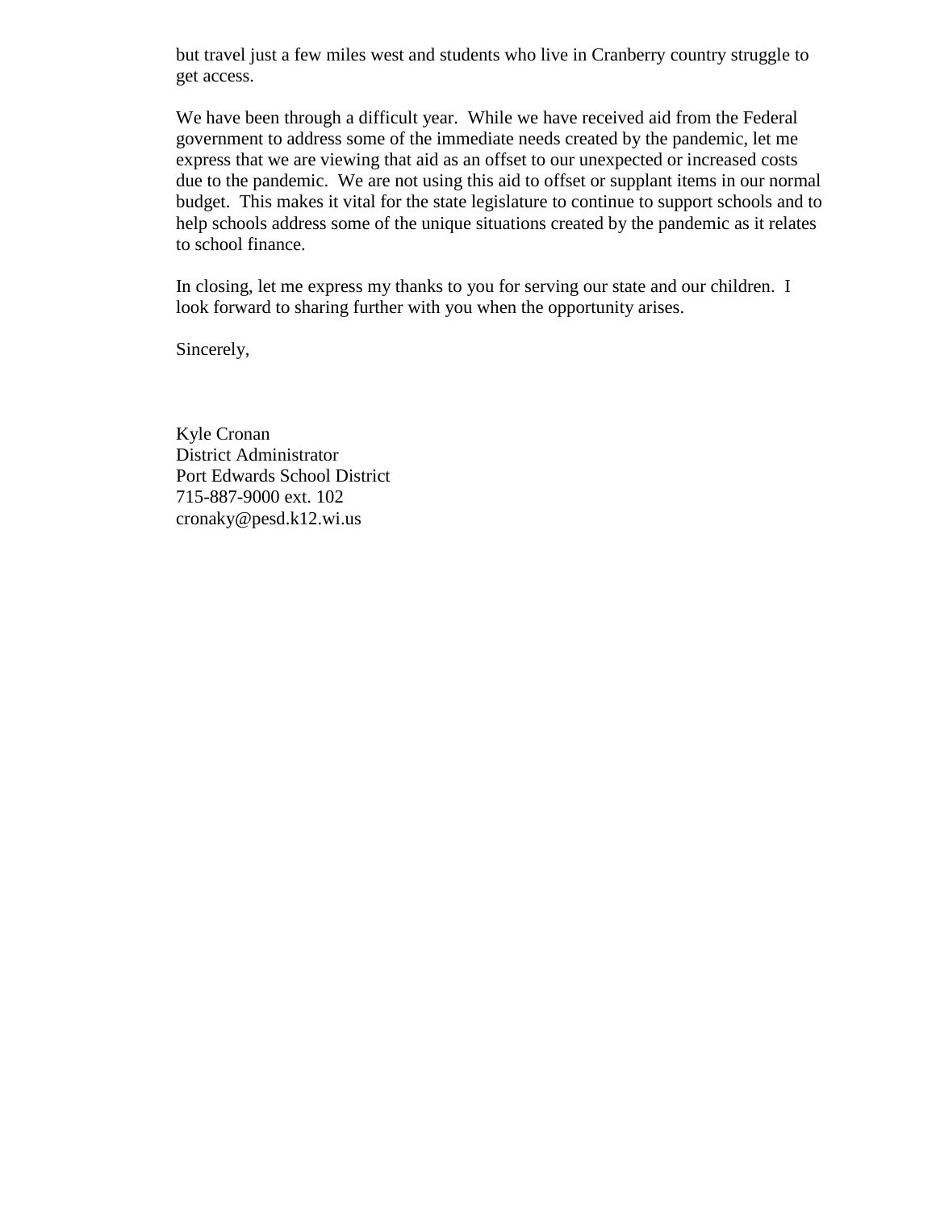but travel just a few miles west and students who live in Cranberry country struggle to get access.

We have been through a difficult year. While we have received aid from the Federal government to address some of the immediate needs created by the pandemic, let me express that we are viewing that aid as an offset to our unexpected or increased costs due to the pandemic. We are not using this aid to offset or supplant items in our normal budget. This makes it vital for the state legislature to continue to support schools and to help schools address some of the unique situations created by the pandemic as it relates to school finance.

In closing, let me express my thanks to you for serving our state and our children. I look forward to sharing further with you when the opportunity arises.

Sincerely,

Kyle Cronan
District Administrator
Port Edwards School District
715-887-9000 ext. 102
cronaky@pesd.k12.wi.us